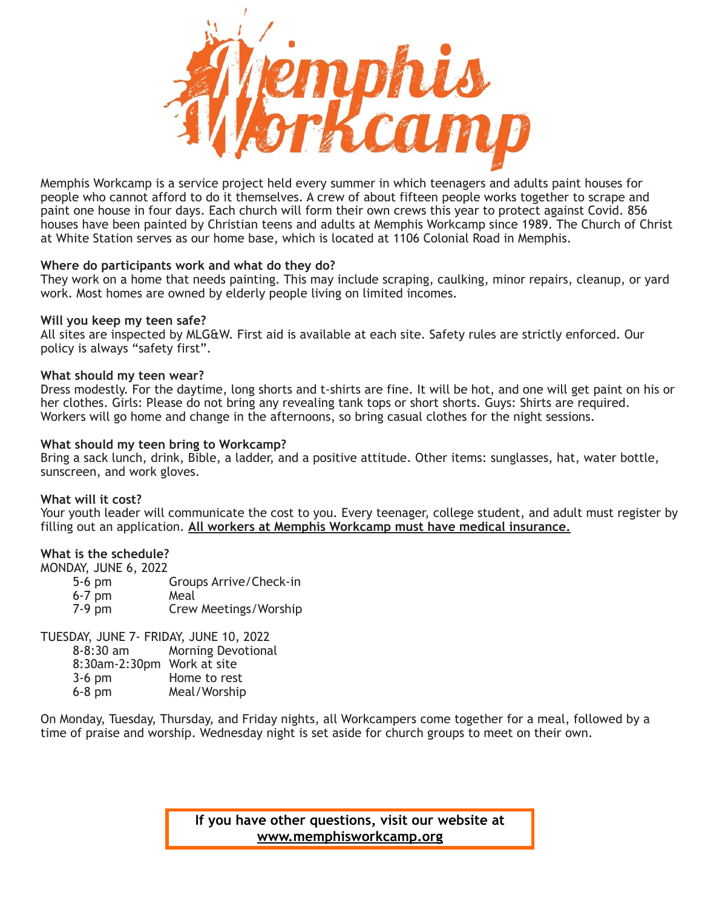# Memphis Workcamp

Memphis Workcamp is a service project held every summer in which teenagers and adults paint houses for people who cannot afford to do it themselves. A crew of about fifteen people works together to scrape and paint one house in four days. Each church will form their own crews this year to protect against Covid. 856 houses have been painted by Christian teens and adults at Memphis Workcamp since 1989. The Church of Christ at White Station serves as our home base, which is located at 1106 Colonial Road in Memphis.

**Where do participants work and what do they do?**
They work on a home that needs painting. This may include scraping, caulking, minor repairs, cleanup, or yard work. Most homes are owned by elderly people living on limited incomes.

**Will you keep my teen safe?**
All sites are inspected by MLG&W. First aid is available at each site. Safety rules are strictly enforced. Our policy is always "safety first".

**What should my teen wear?**
Dress modestly. For the daytime, long shorts and t-shirts are fine. It will be hot, and one will get paint on his or her clothes. Girls: Please do not bring any revealing tank tops or short shorts. Guys: Shirts are required. Workers will go home and change in the afternoons, so bring casual clothes for the night sessions.

**What should my teen bring to Workcamp?**
Bring a sack lunch, drink, Bible, a ladder, and a positive attitude. Other items: sunglasses, hat, water bottle, sunscreen, and work gloves.

**What will it cost?**
Your youth leader will communicate the cost to you. Every teenager, college student, and adult must register by filling out an application. **All workers at Memphis Workcamp must have medical insurance.**

**What is the schedule?**

MONDAY, JUNE 6, 2022

| | |
|---|---|
| 5-6 pm | Groups Arrive/Check-in |
| 6-7 pm | Meal |
| 7-9 pm | Crew Meetings/Worship |

TUESDAY, JUNE 7- FRIDAY, JUNE 10, 2022

| | |
|---|---|
| 8-8:30 am | Morning Devotional |
| 8:30am-2:30pm | Work at site |
| 3-6 pm | Home to rest |
| 6-8 pm | Meal/Worship |

On Monday, Tuesday, Thursday, and Friday nights, all Workcampers come together for a meal, followed by a time of praise and worship. Wednesday night is set aside for church groups to meet on their own.

**If you have other questions, visit our website at www.memphisworkcamp.org**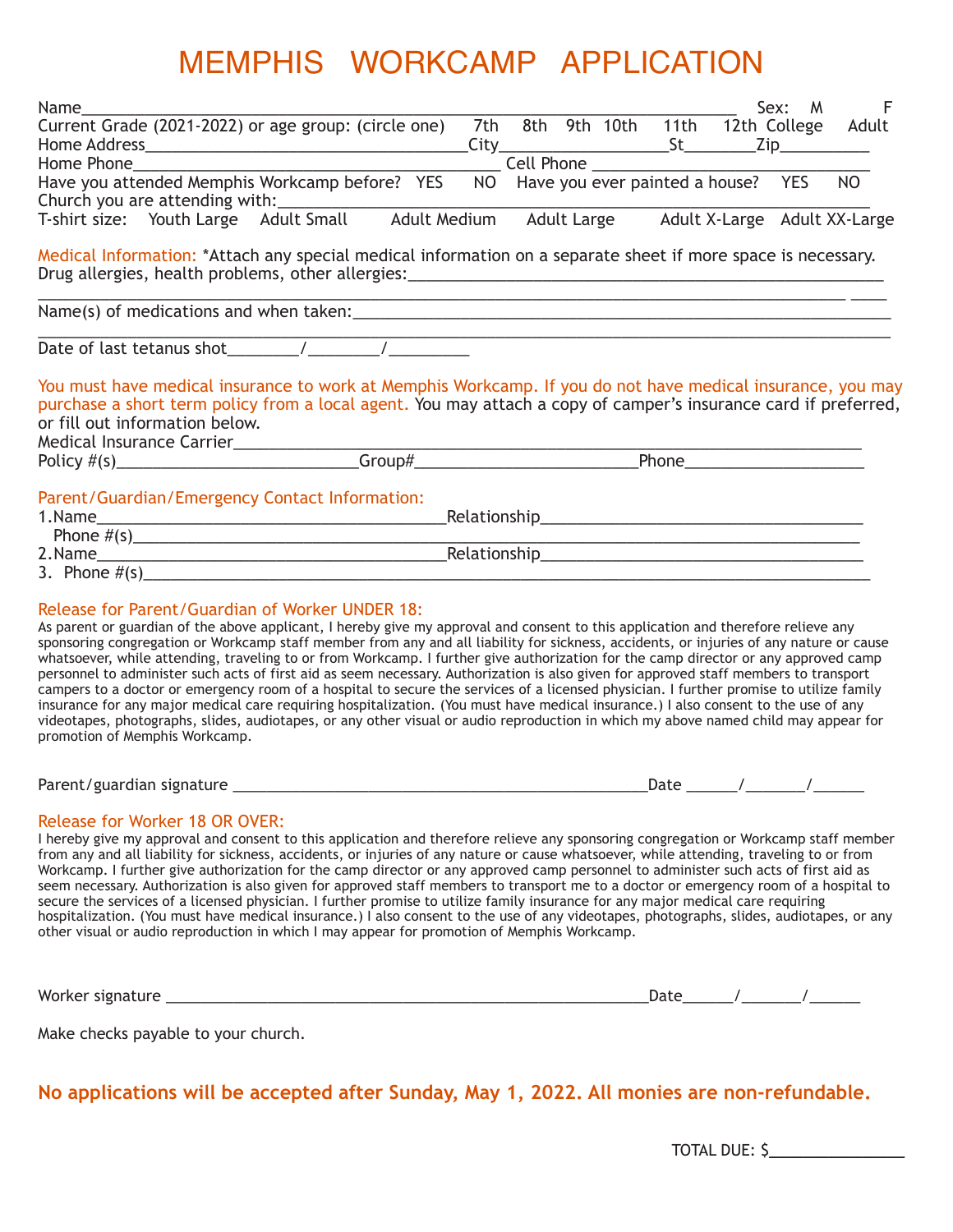# MEMPHIS WORKCAMP APPLICATION

Name_______________________________________________________________ Sex: M F
Current Grade (2021-2022) or age group: (circle one) 7th 8th 9th 10th 11th 12th College Adult
Home Address_________________________________City_________________St_______Zip_________
Home Phone_______________________________________ Cell Phone ____________________________
Have you attended Memphis Workcamp before? YES NO Have you ever painted a house? YES NO
Church you are attending with:_______________________________________________________________
T-shirt size: Youth Large Adult Small Adult Medium Adult Large Adult X-Large Adult XX-Large

Medical Information: *Attach any special medical information on a separate sheet if more space is necessary.
Drug allergies, health problems, other allergies:_____________________________________________
______________________________________________________________________________________
Name(s) of medications and when taken:____________________________________________________
______________________________________________________________________________________
Date of last tetanus shot_______/_______/________

You must have medical insurance to work at Memphis Workcamp. If you do not have medical insurance, you may purchase a short term policy from a local agent. You may attach a copy of camper's insurance card if preferred, or fill out information below.
Medical Insurance Carrier_________________________________________________________________
Policy #(s)__________________________Group#_______________________Phone__________________

Parent/Guardian/Emergency Contact Information:
1.Name______________________________________Relationship__________________________________
Phone #(s)_________________________________________________________________________________
2.Name______________________________________Relationship__________________________________
3. Phone #(s)________________________________________________________________________________

Release for Parent/Guardian of Worker UNDER 18:
As parent or guardian of the above applicant, I hereby give my approval and consent to this application and therefore relieve any sponsoring congregation or Workcamp staff member from any and all liability for sickness, accidents, or injuries of any nature or cause whatsoever, while attending, traveling to or from Workcamp. I further give authorization for the camp director or any approved camp personnel to administer such acts of first aid as seem necessary. Authorization is also given for approved staff members to transport campers to a doctor or emergency room of a hospital to secure the services of a licensed physician. I further promise to utilize family insurance for any major medical care requiring hospitalization. (You must have medical insurance.) I also consent to the use of any videotapes, photographs, slides, audiotapes, or any other visual or audio reproduction in which my above named child may appear for promotion of Memphis Workcamp.

Parent/guardian signature _______________________________________________Date ______/_______/______

Release for Worker 18 OR OVER:
I hereby give my approval and consent to this application and therefore relieve any sponsoring congregation or Workcamp staff member from any and all liability for sickness, accidents, or injuries of any nature or cause whatsoever, while attending, traveling to or from Workcamp. I further give authorization for the camp director or any approved camp personnel to administer such acts of first aid as seem necessary. Authorization is also given for approved staff members to transport me to a doctor or emergency room of a hospital to secure the services of a licensed physician. I further promise to utilize family insurance for any major medical care requiring hospitalization. (You must have medical insurance.) I also consent to the use of any videotapes, photographs, slides, audiotapes, or any other visual or audio reproduction in which I may appear for promotion of Memphis Workcamp.

Worker signature _______________________________________________________Date______/_______/______

Make checks payable to your church.

**No applications will be accepted after Sunday, May 1, 2022. All monies are non-refundable.**

TOTAL DUE: $______________